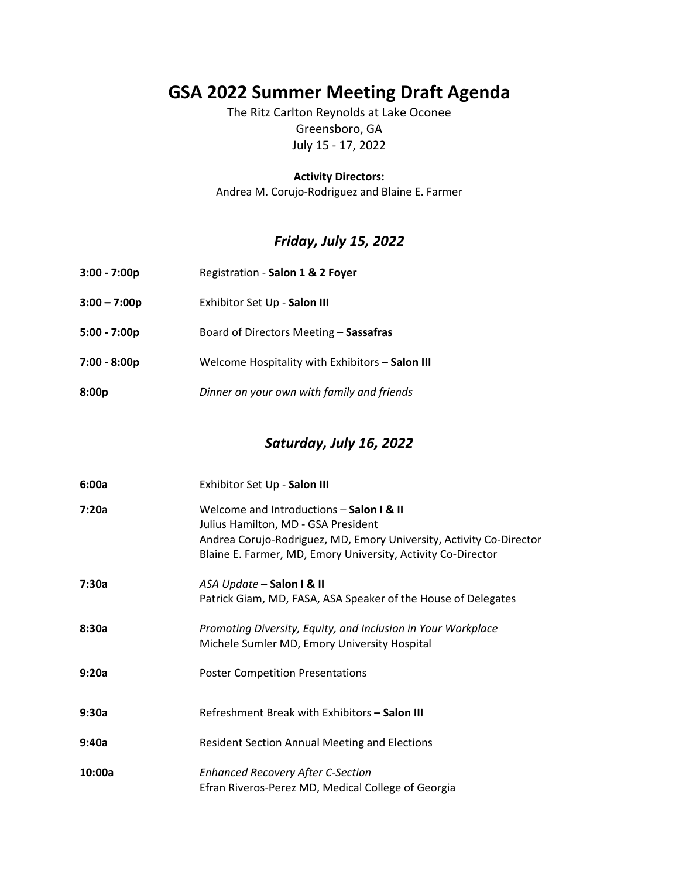# GSA 2022 Summer Meeting Draft Agenda

The Ritz Carlton Reynolds at Lake Oconee
Greensboro, GA
July 15 - 17, 2022

**Activity Directors:**
Andrea M. Corujo-Rodriguez and Blaine E. Farmer

## *Friday, July 15, 2022*

**3:00 - 7:00p** Registration - **Salon 1 & 2 Foyer**

**3:00 – 7:00p** Exhibitor Set Up - **Salon III**

**5:00 - 7:00p** Board of Directors Meeting – **Sassafras**

**7:00 - 8:00p** Welcome Hospitality with Exhibitors – **Salon III**

**8:00p** *Dinner on your own with family and friends*

## *Saturday, July 16, 2022*

**6:00a** Exhibitor Set Up - **Salon III**

**7:20**a Welcome and Introductions – **Salon I & II**
Julius Hamilton, MD - GSA President
Andrea Corujo-Rodriguez, MD, Emory University, Activity Co-Director
Blaine E. Farmer, MD, Emory University, Activity Co-Director

**7:30a** *ASA Update* – **Salon I & II**
Patrick Giam, MD, FASA, ASA Speaker of the House of Delegates

**8:30a** *Promoting Diversity, Equity, and Inclusion in Your Workplace*
Michele Sumler MD, Emory University Hospital

**9:20a** Poster Competition Presentations

**9:30a** Refreshment Break with Exhibitors **– Salon III**

**9:40a** Resident Section Annual Meeting and Elections

**10:00a** *Enhanced Recovery After C-Section*
Efran Riveros-Perez MD, Medical College of Georgia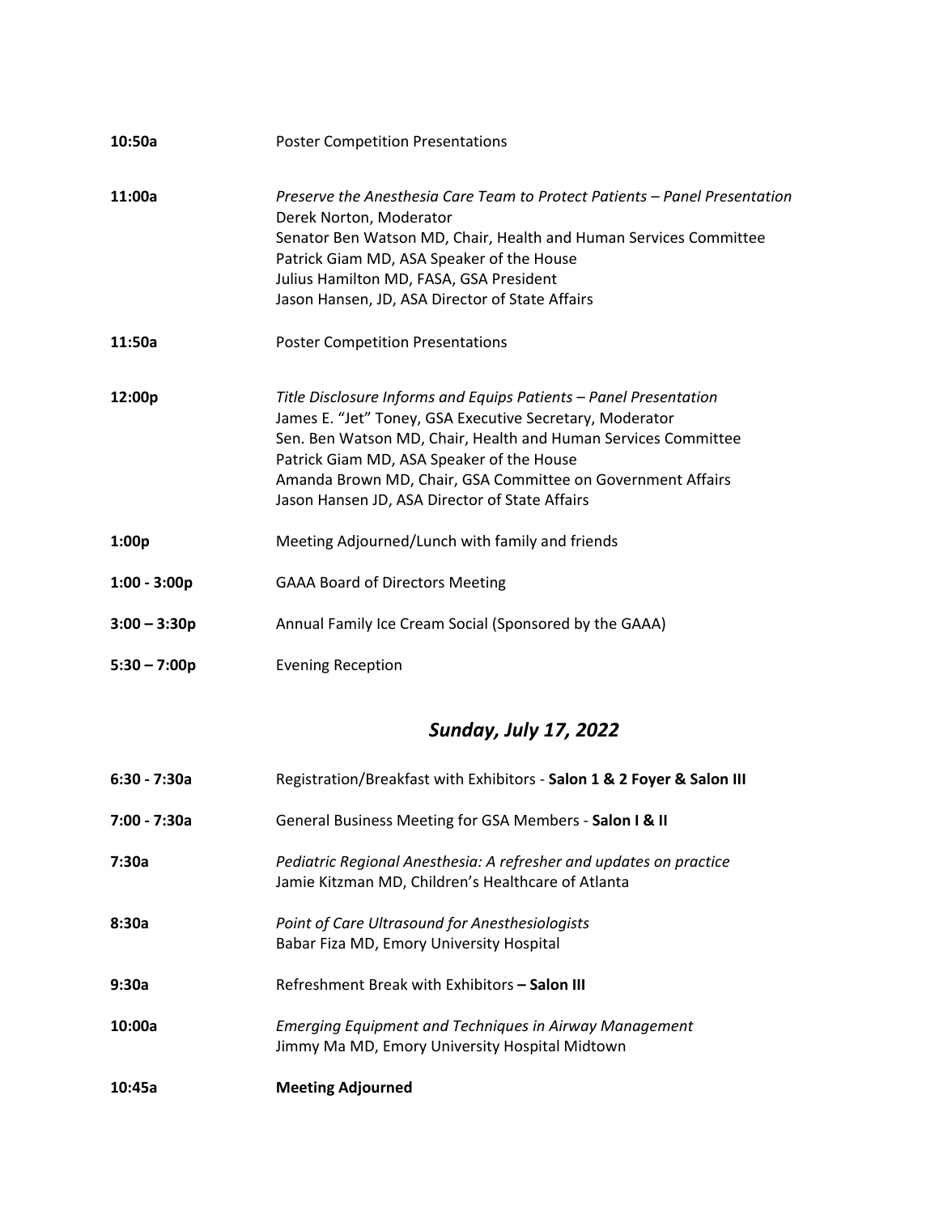**10:50a** Poster Competition Presentations

**11:00a** *Preserve the Anesthesia Care Team to Protect Patients – Panel Presentation*
Derek Norton, Moderator
Senator Ben Watson MD, Chair, Health and Human Services Committee
Patrick Giam MD, ASA Speaker of the House
Julius Hamilton MD, FASA, GSA President
Jason Hansen, JD, ASA Director of State Affairs

**11:50a** Poster Competition Presentations

**12:00p** *Title Disclosure Informs and Equips Patients – Panel Presentation*
James E. "Jet" Toney, GSA Executive Secretary, Moderator
Sen. Ben Watson MD, Chair, Health and Human Services Committee
Patrick Giam MD, ASA Speaker of the House
Amanda Brown MD, Chair, GSA Committee on Government Affairs
Jason Hansen JD, ASA Director of State Affairs

**1:00p** Meeting Adjourned/Lunch with family and friends

**1:00 - 3:00p** GAAA Board of Directors Meeting

**3:00 – 3:30p** Annual Family Ice Cream Social (Sponsored by the GAAA)

**5:30 – 7:00p** Evening Reception

## *Sunday, July 17, 2022*

6:30 - 7:30a Registration/Breakfast with Exhibitors - **Salon 1 & 2 Foyer & Salon III**

7:00 - 7:30a General Business Meeting for GSA Members - **Salon I & II**

**7:30a** *Pediatric Regional Anesthesia: A refresher and updates on practice*
Jamie Kitzman MD, Children's Healthcare of Atlanta

**8:30a** *Point of Care Ultrasound for Anesthesiologists*
Babar Fiza MD, Emory University Hospital

**9:30a** Refreshment Break with Exhibitors **– Salon III**

**10:00a** *Emerging Equipment and Techniques in Airway Management*
Jimmy Ma MD, Emory University Hospital Midtown

**10:45a** **Meeting Adjourned**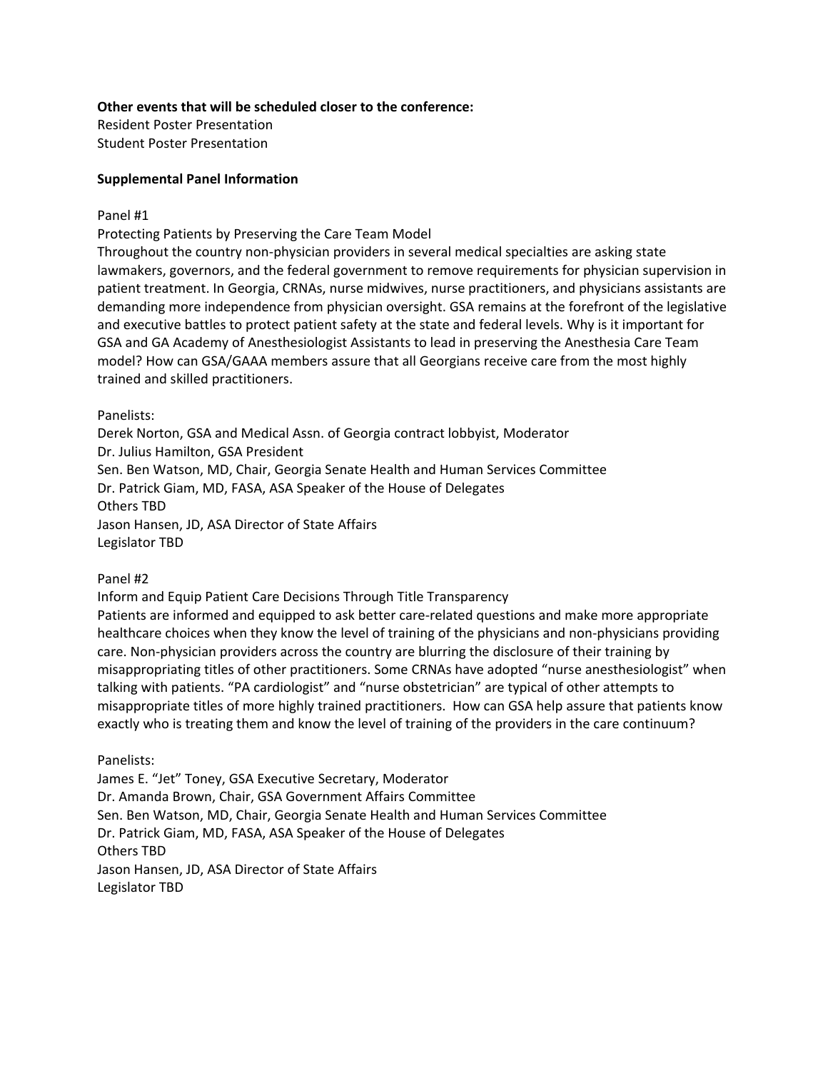**Other events that will be scheduled closer to the conference:**
Resident Poster Presentation
Student Poster Presentation

**Supplemental Panel Information**

Panel #1

Protecting Patients by Preserving the Care Team Model

Throughout the country non-physician providers in several medical specialties are asking state lawmakers, governors, and the federal government to remove requirements for physician supervision in patient treatment. In Georgia, CRNAs, nurse midwives, nurse practitioners, and physicians assistants are demanding more independence from physician oversight. GSA remains at the forefront of the legislative and executive battles to protect patient safety at the state and federal levels. Why is it important for GSA and GA Academy of Anesthesiologist Assistants to lead in preserving the Anesthesia Care Team model? How can GSA/GAAA members assure that all Georgians receive care from the most highly trained and skilled practitioners.

Panelists:
Derek Norton, GSA and Medical Assn. of Georgia contract lobbyist, Moderator
Dr. Julius Hamilton, GSA President
Sen. Ben Watson, MD, Chair, Georgia Senate Health and Human Services Committee
Dr. Patrick Giam, MD, FASA, ASA Speaker of the House of Delegates
Others TBD
Jason Hansen, JD, ASA Director of State Affairs
Legislator TBD

Panel #2

Inform and Equip Patient Care Decisions Through Title Transparency

Patients are informed and equipped to ask better care-related questions and make more appropriate healthcare choices when they know the level of training of the physicians and non-physicians providing care. Non-physician providers across the country are blurring the disclosure of their training by misappropriating titles of other practitioners. Some CRNAs have adopted "nurse anesthesiologist" when talking with patients. "PA cardiologist" and "nurse obstetrician" are typical of other attempts to misappropriate titles of more highly trained practitioners. How can GSA help assure that patients know exactly who is treating them and know the level of training of the providers in the care continuum?

Panelists:
James E. "Jet" Toney, GSA Executive Secretary, Moderator
Dr. Amanda Brown, Chair, GSA Government Affairs Committee
Sen. Ben Watson, MD, Chair, Georgia Senate Health and Human Services Committee
Dr. Patrick Giam, MD, FASA, ASA Speaker of the House of Delegates
Others TBD
Jason Hansen, JD, ASA Director of State Affairs
Legislator TBD